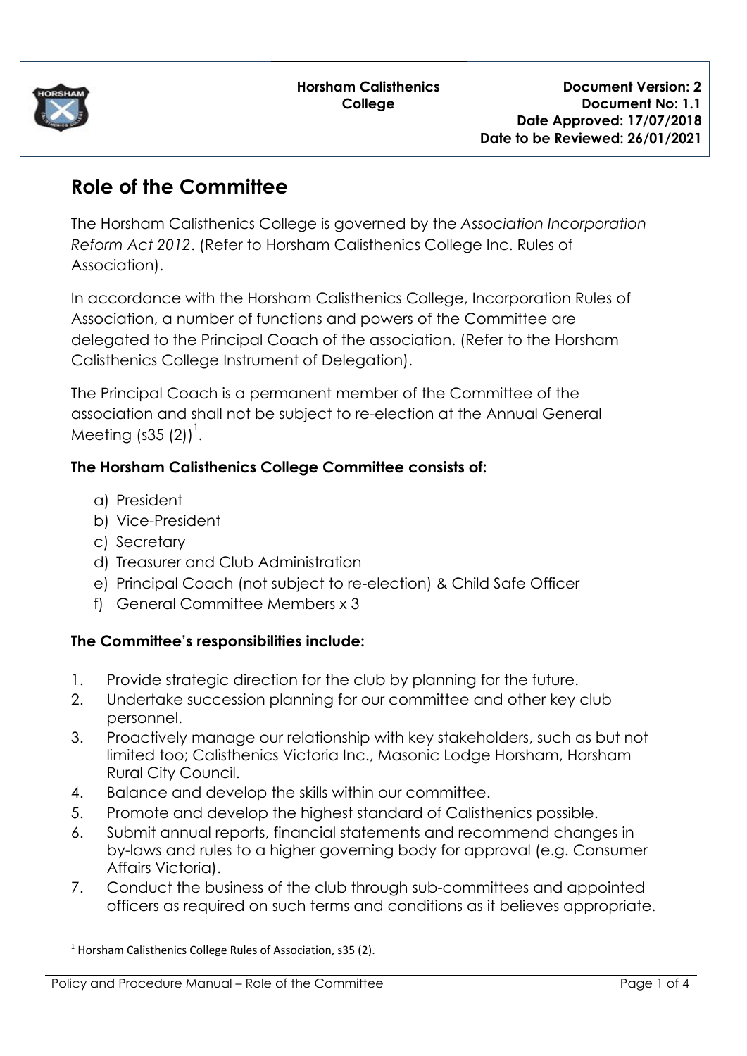| Horsham Calisthenics College | Document Version: 2<br>Document No: 1.1<br>Date Approved: 17/07/2018<br>Date to be Reviewed: 26/01/2021 |
|---|---|

# Role of the Committee

The Horsham Calisthenics College is governed by the *Association Incorporation Reform Act 2012*. (Refer to Horsham Calisthenics College Inc. Rules of Association).

In accordance with the Horsham Calisthenics College, Incorporation Rules of Association, a number of functions and powers of the Committee are delegated to the Principal Coach of the association. (Refer to the Horsham Calisthenics College Instrument of Delegation).

The Principal Coach is a permanent member of the Committee of the association and shall not be subject to re-election at the Annual General Meeting (s35 (2))[1].

**The Horsham Calisthenics College Committee consists of:**

a) President
b) Vice-President
c) Secretary
d) Treasurer and Club Administration
e) Principal Coach (not subject to re-election) & Child Safe Officer
f) General Committee Members x 3

**The Committee's responsibilities include:**

1. Provide strategic direction for the club by planning for the future.
2. Undertake succession planning for our committee and other key club personnel.
3. Proactively manage our relationship with key stakeholders, such as but not limited too; Calisthenics Victoria Inc., Masonic Lodge Horsham, Horsham Rural City Council.
4. Balance and develop the skills within our committee.
5. Promote and develop the highest standard of Calisthenics possible.
6. Submit annual reports, financial statements and recommend changes in by-laws and rules to a higher governing body for approval (e.g. Consumer Affairs Victoria).
7. Conduct the business of the club through sub-committees and appointed officers as required on such terms and conditions as it believes appropriate.

[1] Horsham Calisthenics College Rules of Association, s35 (2).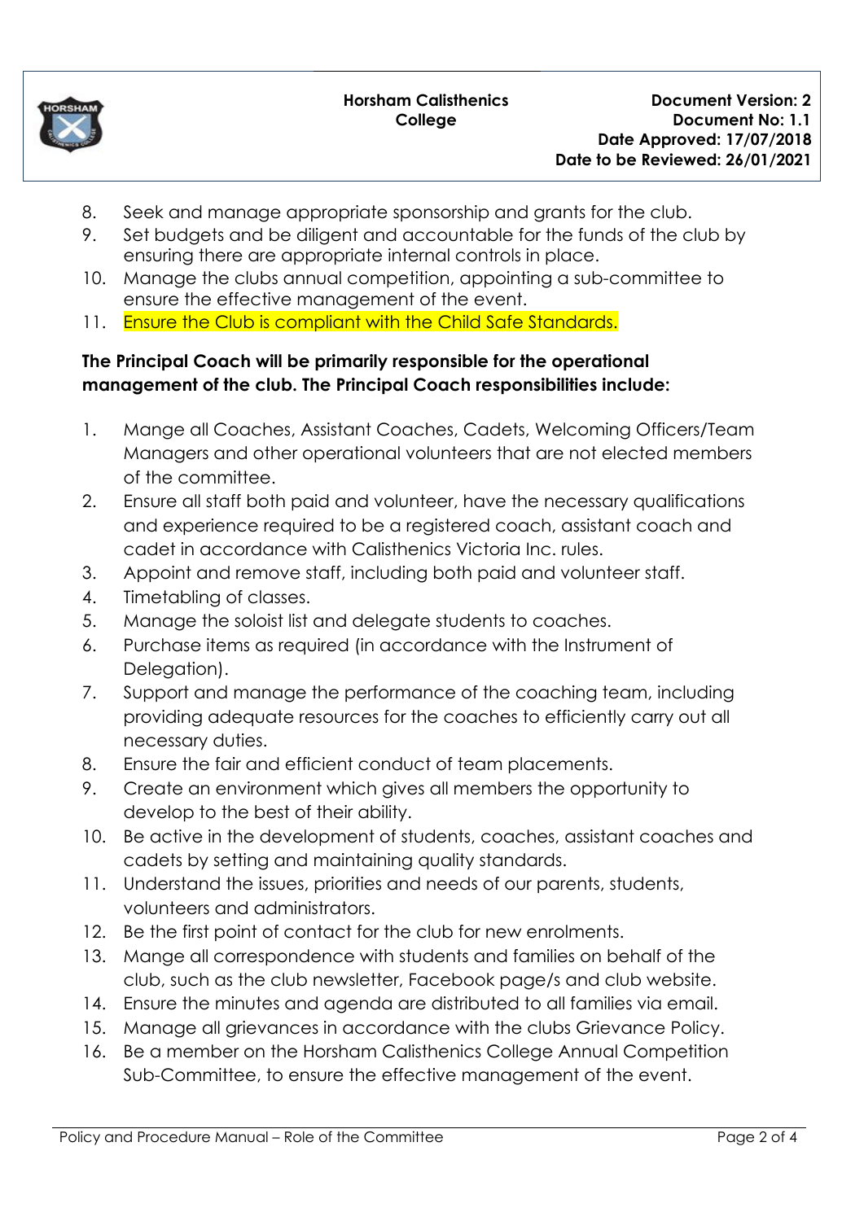8. Seek and manage appropriate sponsorship and grants for the club.
9. Set budgets and be diligent and accountable for the funds of the club by ensuring there are appropriate internal controls in place.
10. Manage the clubs annual competition, appointing a sub-committee to ensure the effective management of the event.
11. Ensure the Club is compliant with the Child Safe Standards.

**The Principal Coach will be primarily responsible for the operational management of the club. The Principal Coach responsibilities include:**

1. Mange all Coaches, Assistant Coaches, Cadets, Welcoming Officers/Team Managers and other operational volunteers that are not elected members of the committee.
2. Ensure all staff both paid and volunteer, have the necessary qualifications and experience required to be a registered coach, assistant coach and cadet in accordance with Calisthenics Victoria Inc. rules.
3. Appoint and remove staff, including both paid and volunteer staff.
4. Timetabling of classes.
5. Manage the soloist list and delegate students to coaches.
6. Purchase items as required (in accordance with the Instrument of Delegation).
7. Support and manage the performance of the coaching team, including providing adequate resources for the coaches to efficiently carry out all necessary duties.
8. Ensure the fair and efficient conduct of team placements.
9. Create an environment which gives all members the opportunity to develop to the best of their ability.
10. Be active in the development of students, coaches, assistant coaches and cadets by setting and maintaining quality standards.
11. Understand the issues, priorities and needs of our parents, students, volunteers and administrators.
12. Be the first point of contact for the club for new enrolments.
13. Mange all correspondence with students and families on behalf of the club, such as the club newsletter, Facebook page/s and club website.
14. Ensure the minutes and agenda are distributed to all families via email.
15. Manage all grievances in accordance with the clubs Grievance Policy.
16. Be a member on the Horsham Calisthenics College Annual Competition Sub-Committee, to ensure the effective management of the event.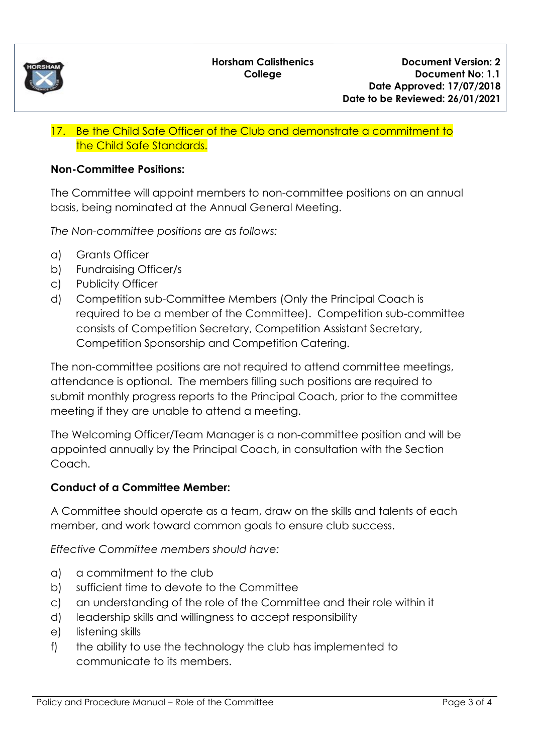17. Be the Child Safe Officer of the Club and demonstrate a commitment to the Child Safe Standards.

**Non-Committee Positions:**

The Committee will appoint members to non-committee positions on an annual basis, being nominated at the Annual General Meeting.

*The Non-committee positions are as follows:*

a) Grants Officer
b) Fundraising Officer/s
c) Publicity Officer
d) Competition sub-Committee Members (Only the Principal Coach is required to be a member of the Committee). Competition sub-committee consists of Competition Secretary, Competition Assistant Secretary, Competition Sponsorship and Competition Catering.

The non-committee positions are not required to attend committee meetings, attendance is optional. The members filling such positions are required to submit monthly progress reports to the Principal Coach, prior to the committee meeting if they are unable to attend a meeting.

The Welcoming Officer/Team Manager is a non-committee position and will be appointed annually by the Principal Coach, in consultation with the Section Coach.

**Conduct of a Committee Member:**

A Committee should operate as a team, draw on the skills and talents of each member, and work toward common goals to ensure club success.

*Effective Committee members should have:*

a) a commitment to the club
b) sufficient time to devote to the Committee
c) an understanding of the role of the Committee and their role within it
d) leadership skills and willingness to accept responsibility
e) listening skills
f) the ability to use the technology the club has implemented to communicate to its members.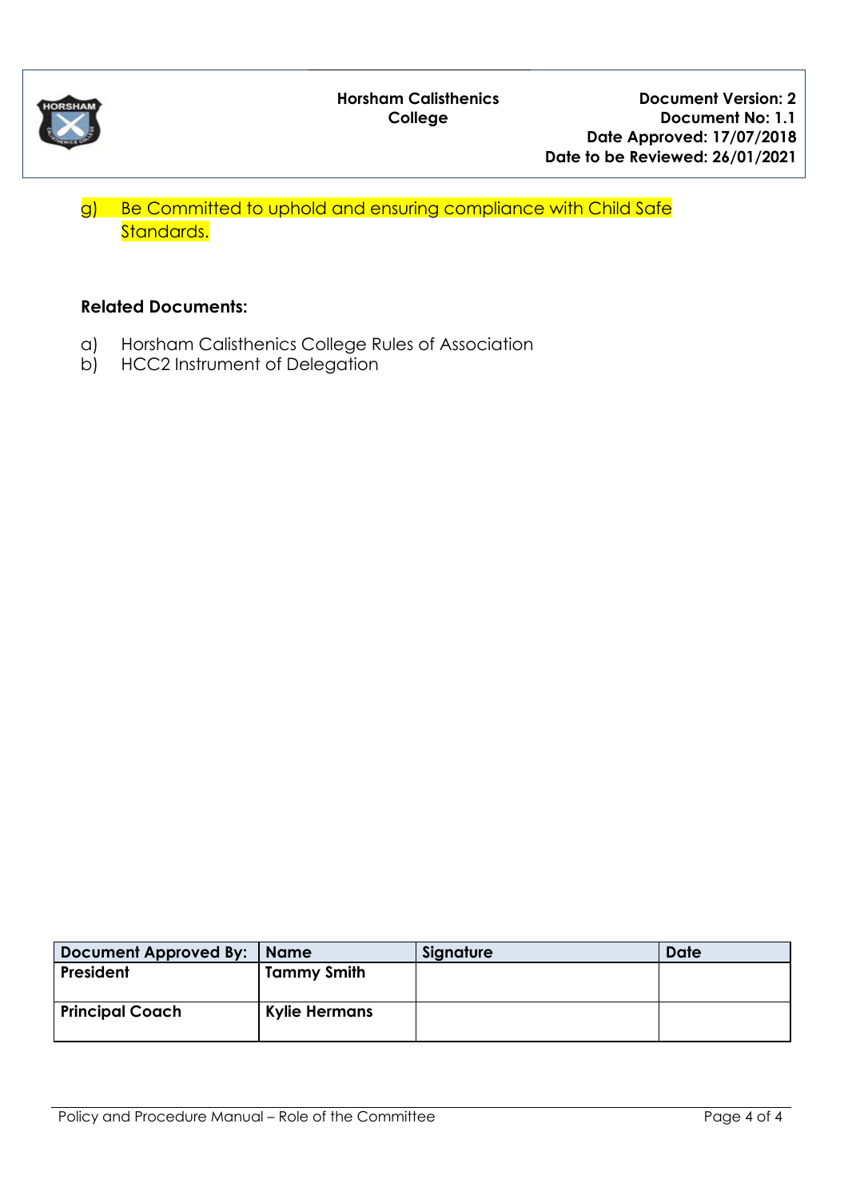g) Be Committed to uphold and ensuring compliance with Child Safe Standards.

**Related Documents:**

a) Horsham Calisthenics College Rules of Association
b) HCC2 Instrument of Delegation

| Document Approved By: | Name | Signature | Date |
| --- | --- | --- | --- |
| President | Tammy Smith | | |
| Principal Coach | Kylie Hermans | | |